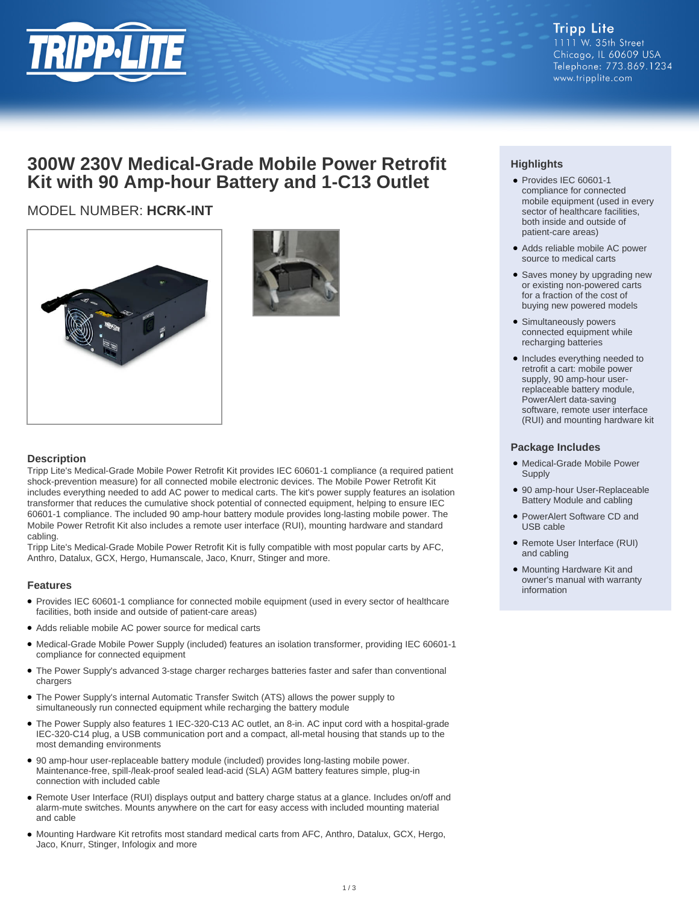Tripp Lite
1111 W. 35th Street
Chicago, IL 60609 USA
Telephone: 773.869.1234
www.tripplite.com

# 300W 230V Medical-Grade Mobile Power Retrofit Kit with 90 Amp-hour Battery and 1-C13 Outlet

MODEL NUMBER: **HCRK-INT**

## Highlights

- Provides IEC 60601-1 compliance for connected mobile equipment (used in every sector of healthcare facilities, both inside and outside of patient-care areas)
- Adds reliable mobile AC power source to medical carts
- Saves money by upgrading new or existing non-powered carts for a fraction of the cost of buying new powered models
- Simultaneously powers connected equipment while recharging batteries
- Includes everything needed to retrofit a cart: mobile power supply, 90 amp-hour user-replaceable battery module, PowerAlert data-saving software, remote user interface (RUI) and mounting hardware kit

## Package Includes

- Medical-Grade Mobile Power Supply
- 90 amp-hour User-Replaceable Battery Module and cabling
- PowerAlert Software CD and USB cable
- Remote User Interface (RUI) and cabling
- Mounting Hardware Kit and owner's manual with warranty information

## Description

Tripp Lite's Medical-Grade Mobile Power Retrofit Kit provides IEC 60601-1 compliance (a required patient shock-prevention measure) for all connected mobile electronic devices. The Mobile Power Retrofit Kit includes everything needed to add AC power to medical carts. The kit's power supply features an isolation transformer that reduces the cumulative shock potential of connected equipment, helping to ensure IEC 60601-1 compliance. The included 90 amp-hour battery module provides long-lasting mobile power. The Mobile Power Retrofit Kit also includes a remote user interface (RUI), mounting hardware and standard cabling.

Tripp Lite's Medical-Grade Mobile Power Retrofit Kit is fully compatible with most popular carts by AFC, Anthro, Datalux, GCX, Hergo, Humanscale, Jaco, Knurr, Stinger and more.

## Features

- Provides IEC 60601-1 compliance for connected mobile equipment (used in every sector of healthcare facilities, both inside and outside of patient-care areas)
- Adds reliable mobile AC power source for medical carts
- Medical-Grade Mobile Power Supply (included) features an isolation transformer, providing IEC 60601-1 compliance for connected equipment
- The Power Supply's advanced 3-stage charger recharges batteries faster and safer than conventional chargers
- The Power Supply's internal Automatic Transfer Switch (ATS) allows the power supply to simultaneously run connected equipment while recharging the battery module
- The Power Supply also features 1 IEC-320-C13 AC outlet, an 8-in. AC input cord with a hospital-grade IEC-320-C14 plug, a USB communication port and a compact, all-metal housing that stands up to the most demanding environments
- 90 amp-hour user-replaceable battery module (included) provides long-lasting mobile power. Maintenance-free, spill-/leak-proof sealed lead-acid (SLA) AGM battery features simple, plug-in connection with included cable
- Remote User Interface (RUI) displays output and battery charge status at a glance. Includes on/off and alarm-mute switches. Mounts anywhere on the cart for easy access with included mounting material and cable
- Mounting Hardware Kit retrofits most standard medical carts from AFC, Anthro, Datalux, GCX, Hergo, Jaco, Knurr, Stinger, Infologix and more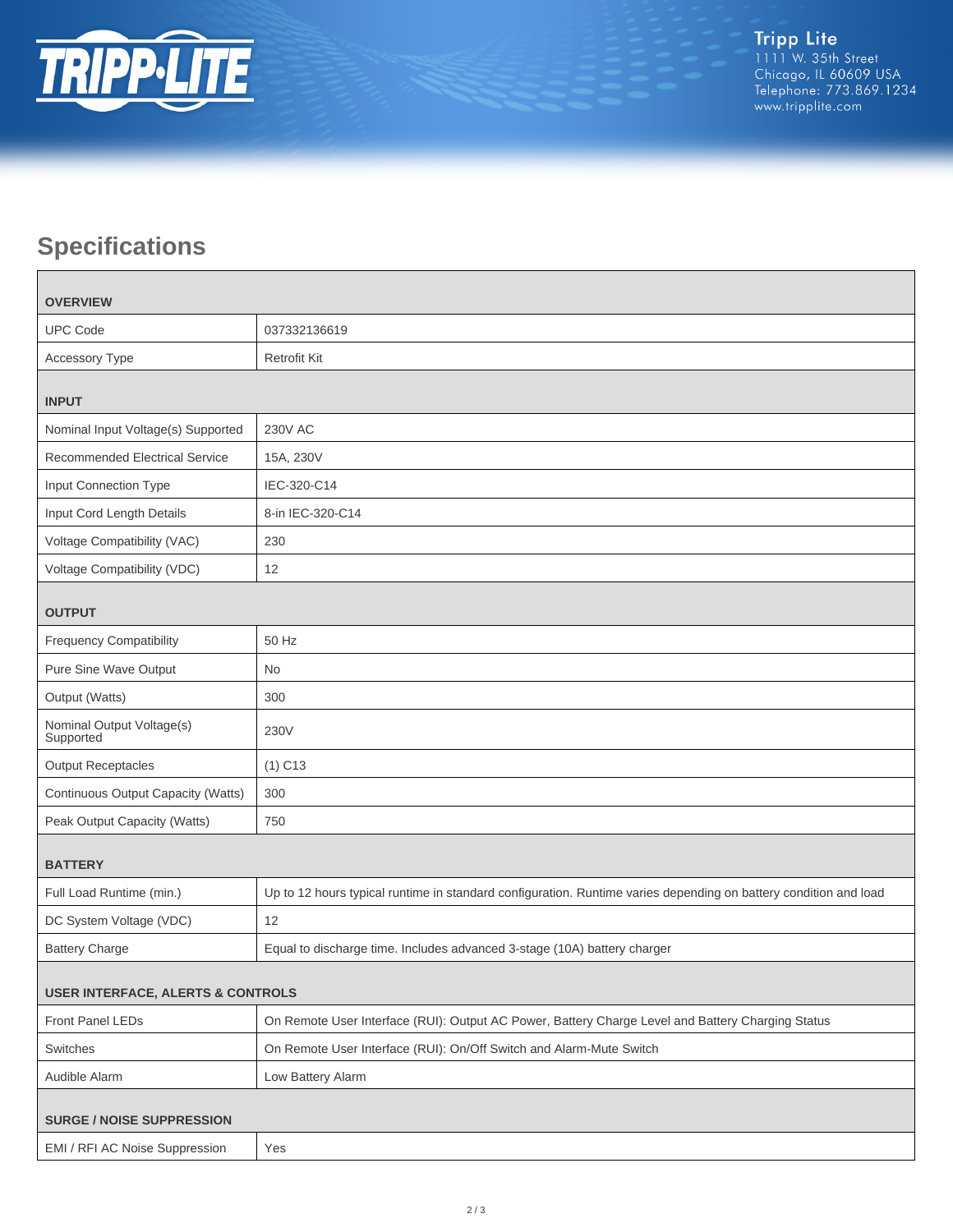## Specifications

| OVERVIEW | |
|---|---|
| UPC Code | 037332136619 |
| Accessory Type | Retrofit Kit |
| **INPUT** | |
| Nominal Input Voltage(s) Supported | 230V AC |
| Recommended Electrical Service | 15A, 230V |
| Input Connection Type | IEC-320-C14 |
| Input Cord Length Details | 8-in IEC-320-C14 |
| Voltage Compatibility (VAC) | 230 |
| Voltage Compatibility (VDC) | 12 |
| **OUTPUT** | |
| Frequency Compatibility | 50 Hz |
| Pure Sine Wave Output | No |
| Output (Watts) | 300 |
| Nominal Output Voltage(s) Supported | 230V |
| Output Receptacles | (1) C13 |
| Continuous Output Capacity (Watts) | 300 |
| Peak Output Capacity (Watts) | 750 |
| **BATTERY** | |
| Full Load Runtime (min.) | Up to 12 hours typical runtime in standard configuration. Runtime varies depending on battery condition and load |
| DC System Voltage (VDC) | 12 |
| Battery Charge | Equal to discharge time. Includes advanced 3-stage (10A) battery charger |
| **USER INTERFACE, ALERTS & CONTROLS** | |
| Front Panel LEDs | On Remote User Interface (RUI): Output AC Power, Battery Charge Level and Battery Charging Status |
| Switches | On Remote User Interface (RUI): On/Off Switch and Alarm-Mute Switch |
| Audible Alarm | Low Battery Alarm |
| **SURGE / NOISE SUPPRESSION** | |
| EMI / RFI AC Noise Suppression | Yes |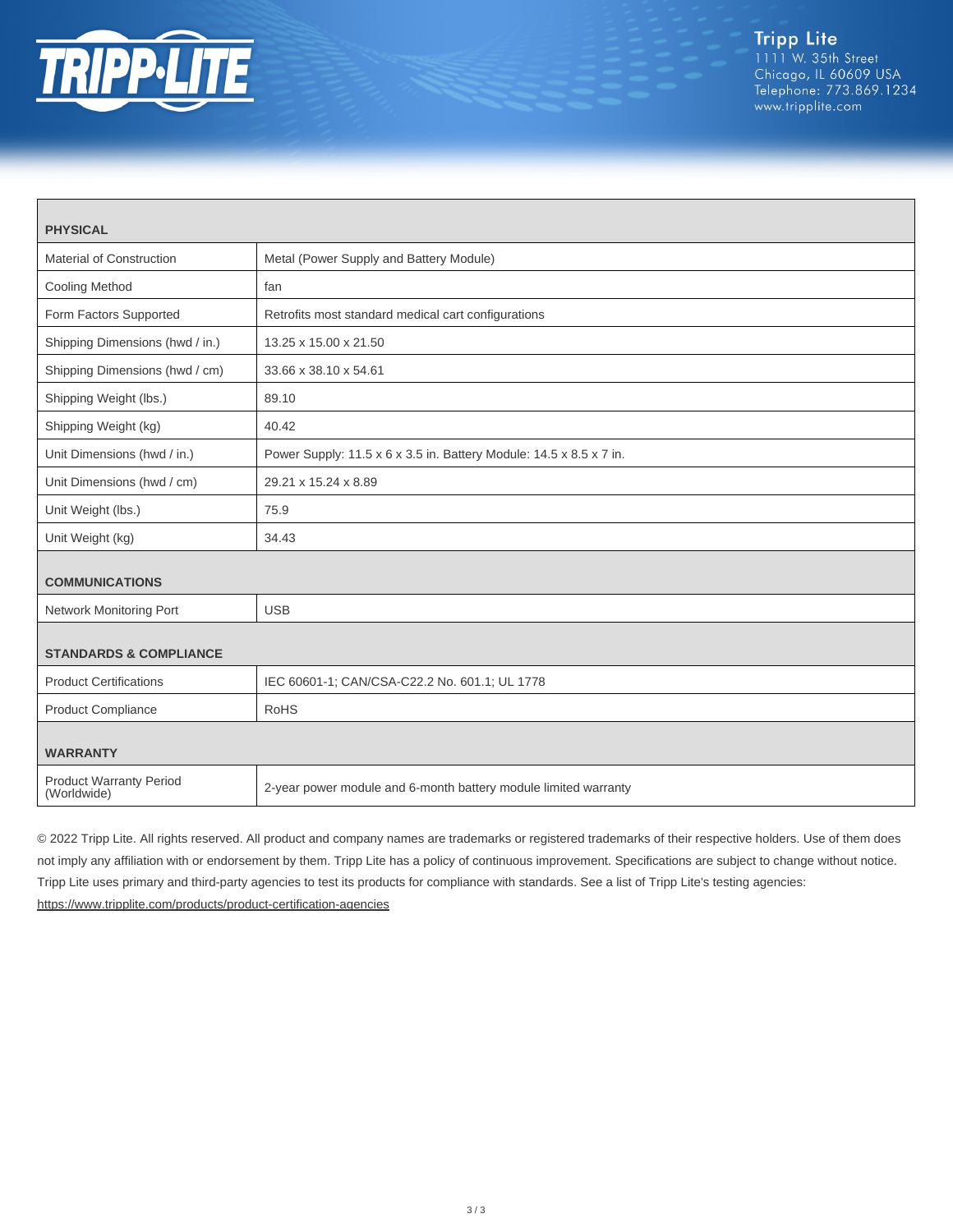| | |
|---|---|
| **PHYSICAL** | |
| Material of Construction | Metal (Power Supply and Battery Module) |
| Cooling Method | fan |
| Form Factors Supported | Retrofits most standard medical cart configurations |
| Shipping Dimensions (hwd / in.) | 13.25 x 15.00 x 21.50 |
| Shipping Dimensions (hwd / cm) | 33.66 x 38.10 x 54.61 |
| Shipping Weight (lbs.) | 89.10 |
| Shipping Weight (kg) | 40.42 |
| Unit Dimensions (hwd / in.) | Power Supply: 11.5 x 6 x 3.5 in. Battery Module: 14.5 x 8.5 x 7 in. |
| Unit Dimensions (hwd / cm) | 29.21 x 15.24 x 8.89 |
| Unit Weight (lbs.) | 75.9 |
| Unit Weight (kg) | 34.43 |
| **COMMUNICATIONS** | |
| Network Monitoring Port | USB |
| **STANDARDS & COMPLIANCE** | |
| Product Certifications | IEC 60601-1; CAN/CSA-C22.2 No. 601.1; UL 1778 |
| Product Compliance | RoHS |
| **WARRANTY** | |
| Product Warranty Period (Worldwide) | 2-year power module and 6-month battery module limited warranty |

© 2022 Tripp Lite. All rights reserved. All product and company names are trademarks or registered trademarks of their respective holders. Use of them does not imply any affiliation with or endorsement by them. Tripp Lite has a policy of continuous improvement. Specifications are subject to change without notice. Tripp Lite uses primary and third-party agencies to test its products for compliance with standards. See a list of Tripp Lite's testing agencies: https://www.tripplite.com/products/product-certification-agencies